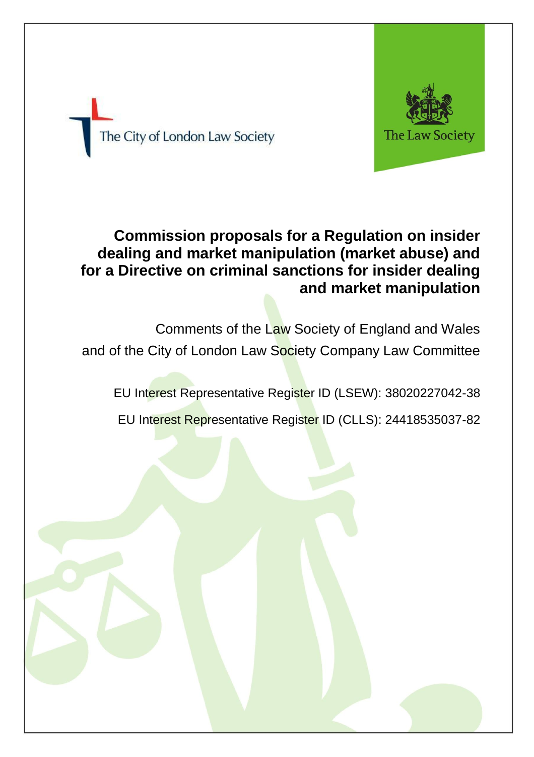The City of London Law Society

The Law Society

# Commission proposals for a Regulation on insider dealing and market manipulation (market abuse) and for a Directive on criminal sanctions for insider dealing and market manipulation

Comments of the Law Society of England and Wales and of the City of London Law Society Company Law Committee

EU Interest Representative Register ID (LSEW): 38020227042-38

EU Interest Representative Register ID (CLLS): 24418535037-82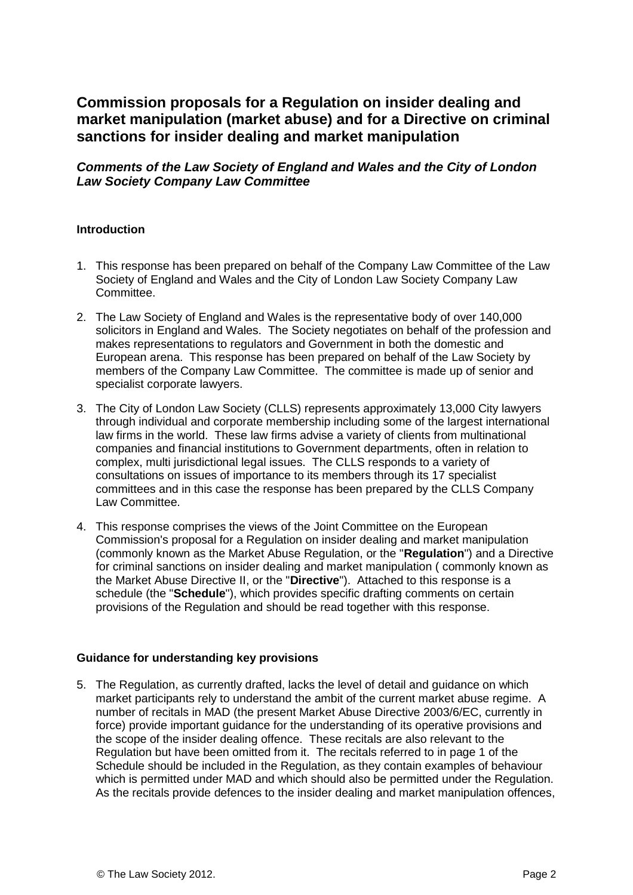# Commission proposals for a Regulation on insider dealing and market manipulation (market abuse) and for a Directive on criminal sanctions for insider dealing and market manipulation

### *Comments of the Law Society of England and Wales and the City of London Law Society Company Law Committee*

**Introduction**

1. This response has been prepared on behalf of the Company Law Committee of the Law Society of England and Wales and the City of London Law Society Company Law Committee.

2. The Law Society of England and Wales is the representative body of over 140,000 solicitors in England and Wales. The Society negotiates on behalf of the profession and makes representations to regulators and Government in both the domestic and European arena. This response has been prepared on behalf of the Law Society by members of the Company Law Committee. The committee is made up of senior and specialist corporate lawyers.

3. The City of London Law Society (CLLS) represents approximately 13,000 City lawyers through individual and corporate membership including some of the largest international law firms in the world. These law firms advise a variety of clients from multinational companies and financial institutions to Government departments, often in relation to complex, multi jurisdictional legal issues. The CLLS responds to a variety of consultations on issues of importance to its members through its 17 specialist committees and in this case the response has been prepared by the CLLS Company Law Committee.

4. This response comprises the views of the Joint Committee on the European Commission's proposal for a Regulation on insider dealing and market manipulation (commonly known as the Market Abuse Regulation, or the "**Regulation**") and a Directive for criminal sanctions on insider dealing and market manipulation ( commonly known as the Market Abuse Directive II, or the "**Directive**"). Attached to this response is a schedule (the "**Schedule**"), which provides specific drafting comments on certain provisions of the Regulation and should be read together with this response.

**Guidance for understanding key provisions**

5. The Regulation, as currently drafted, lacks the level of detail and guidance on which market participants rely to understand the ambit of the current market abuse regime. A number of recitals in MAD (the present Market Abuse Directive 2003/6/EC, currently in force) provide important guidance for the understanding of its operative provisions and the scope of the insider dealing offence. These recitals are also relevant to the Regulation but have been omitted from it. The recitals referred to in page 1 of the Schedule should be included in the Regulation, as they contain examples of behaviour which is permitted under MAD and which should also be permitted under the Regulation. As the recitals provide defences to the insider dealing and market manipulation offences,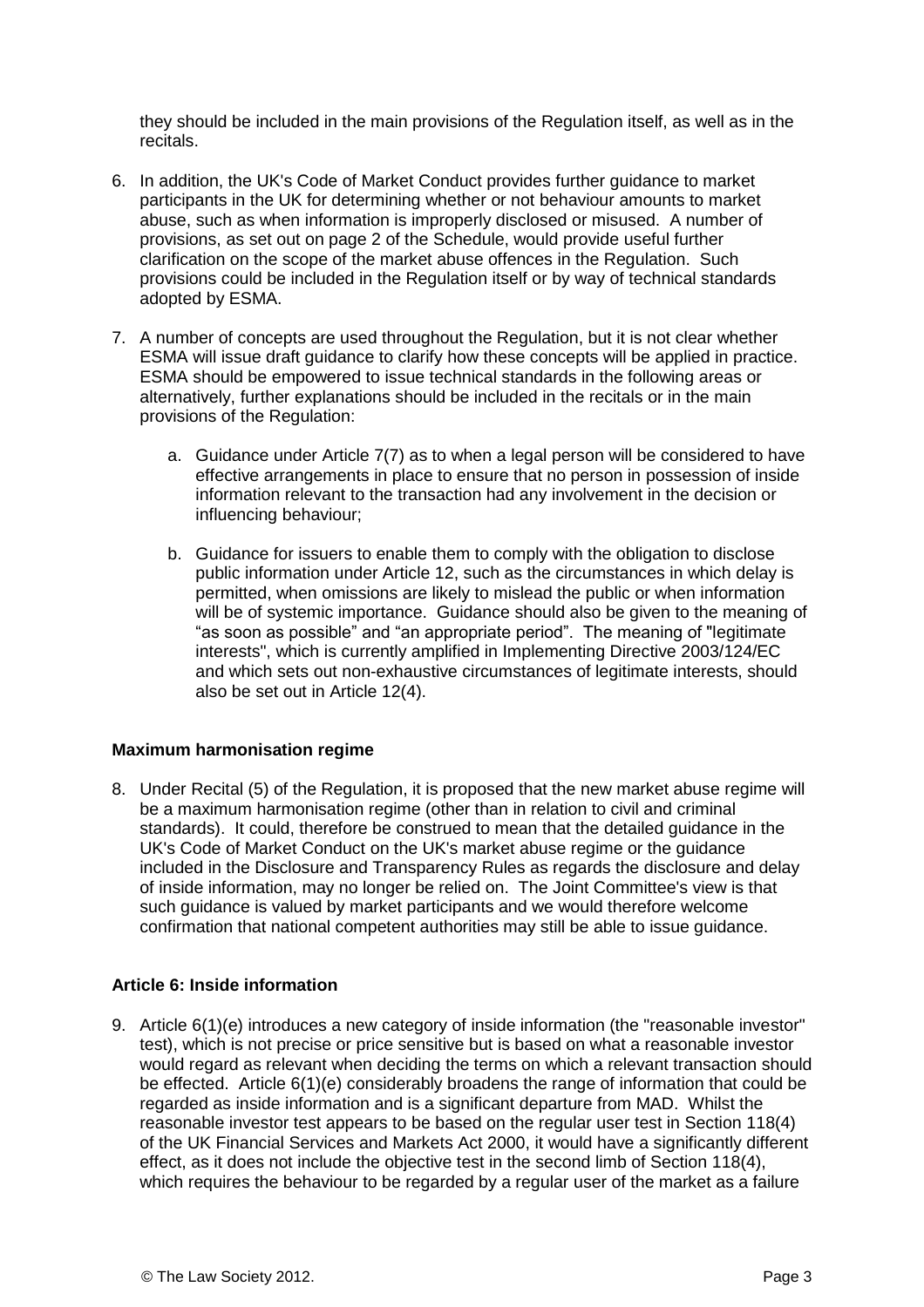they should be included in the main provisions of the Regulation itself, as well as in the recitals.

6. In addition, the UK's Code of Market Conduct provides further guidance to market participants in the UK for determining whether or not behaviour amounts to market abuse, such as when information is improperly disclosed or misused. A number of provisions, as set out on page 2 of the Schedule, would provide useful further clarification on the scope of the market abuse offences in the Regulation. Such provisions could be included in the Regulation itself or by way of technical standards adopted by ESMA.

7. A number of concepts are used throughout the Regulation, but it is not clear whether ESMA will issue draft guidance to clarify how these concepts will be applied in practice. ESMA should be empowered to issue technical standards in the following areas or alternatively, further explanations should be included in the recitals or in the main provisions of the Regulation:

    a. Guidance under Article 7(7) as to when a legal person will be considered to have effective arrangements in place to ensure that no person in possession of inside information relevant to the transaction had any involvement in the decision or influencing behaviour;

    b. Guidance for issuers to enable them to comply with the obligation to disclose public information under Article 12, such as the circumstances in which delay is permitted, when omissions are likely to mislead the public or when information will be of systemic importance. Guidance should also be given to the meaning of "as soon as possible" and "an appropriate period". The meaning of "legitimate interests", which is currently amplified in Implementing Directive 2003/124/EC and which sets out non-exhaustive circumstances of legitimate interests, should also be set out in Article 12(4).

**Maximum harmonisation regime**

8. Under Recital (5) of the Regulation, it is proposed that the new market abuse regime will be a maximum harmonisation regime (other than in relation to civil and criminal standards). It could, therefore be construed to mean that the detailed guidance in the UK's Code of Market Conduct on the UK's market abuse regime or the guidance included in the Disclosure and Transparency Rules as regards the disclosure and delay of inside information, may no longer be relied on. The Joint Committee's view is that such guidance is valued by market participants and we would therefore welcome confirmation that national competent authorities may still be able to issue guidance.

**Article 6: Inside information**

9. Article 6(1)(e) introduces a new category of inside information (the "reasonable investor" test), which is not precise or price sensitive but is based on what a reasonable investor would regard as relevant when deciding the terms on which a relevant transaction should be effected. Article 6(1)(e) considerably broadens the range of information that could be regarded as inside information and is a significant departure from MAD. Whilst the reasonable investor test appears to be based on the regular user test in Section 118(4) of the UK Financial Services and Markets Act 2000, it would have a significantly different effect, as it does not include the objective test in the second limb of Section 118(4), which requires the behaviour to be regarded by a regular user of the market as a failure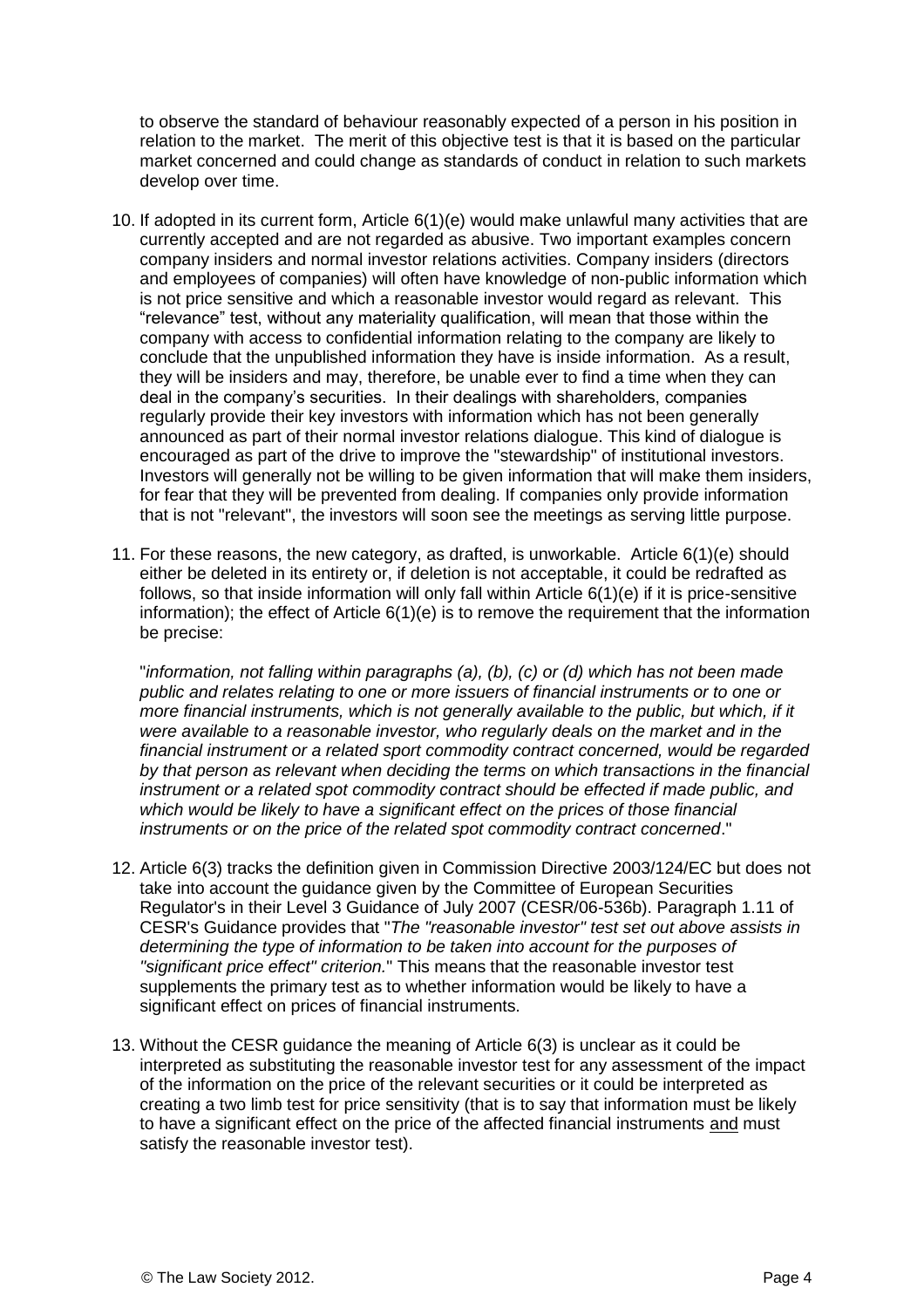to observe the standard of behaviour reasonably expected of a person in his position in relation to the market. The merit of this objective test is that it is based on the particular market concerned and could change as standards of conduct in relation to such markets develop over time.

10. If adopted in its current form, Article 6(1)(e) would make unlawful many activities that are currently accepted and are not regarded as abusive. Two important examples concern company insiders and normal investor relations activities. Company insiders (directors and employees of companies) will often have knowledge of non-public information which is not price sensitive and which a reasonable investor would regard as relevant. This "relevance" test, without any materiality qualification, will mean that those within the company with access to confidential information relating to the company are likely to conclude that the unpublished information they have is inside information. As a result, they will be insiders and may, therefore, be unable ever to find a time when they can deal in the company's securities. In their dealings with shareholders, companies regularly provide their key investors with information which has not been generally announced as part of their normal investor relations dialogue. This kind of dialogue is encouraged as part of the drive to improve the "stewardship" of institutional investors. Investors will generally not be willing to be given information that will make them insiders, for fear that they will be prevented from dealing. If companies only provide information that is not "relevant", the investors will soon see the meetings as serving little purpose.

11. For these reasons, the new category, as drafted, is unworkable. Article 6(1)(e) should either be deleted in its entirety or, if deletion is not acceptable, it could be redrafted as follows, so that inside information will only fall within Article 6(1)(e) if it is price-sensitive information); the effect of Article 6(1)(e) is to remove the requirement that the information be precise:

    "*information, not falling within paragraphs (a), (b), (c) or (d) which has not been made public and relates relating to one or more issuers of financial instruments or to one or more financial instruments, which is not generally available to the public, but which, if it were available to a reasonable investor, who regularly deals on the market and in the financial instrument or a related sport commodity contract concerned, would be regarded by that person as relevant when deciding the terms on which transactions in the financial instrument or a related spot commodity contract should be effected if made public, and which would be likely to have a significant effect on the prices of those financial instruments or on the price of the related spot commodity contract concerned*."

12. Article 6(3) tracks the definition given in Commission Directive 2003/124/EC but does not take into account the guidance given by the Committee of European Securities Regulator's in their Level 3 Guidance of July 2007 (CESR/06-536b). Paragraph 1.11 of CESR's Guidance provides that "*The "reasonable investor" test set out above assists in determining the type of information to be taken into account for the purposes of "significant price effect" criterion.*" This means that the reasonable investor test supplements the primary test as to whether information would be likely to have a significant effect on prices of financial instruments.

13. Without the CESR guidance the meaning of Article 6(3) is unclear as it could be interpreted as substituting the reasonable investor test for any assessment of the impact of the information on the price of the relevant securities or it could be interpreted as creating a two limb test for price sensitivity (that is to say that information must be likely to have a significant effect on the price of the affected financial instruments <u>and</u> must satisfy the reasonable investor test).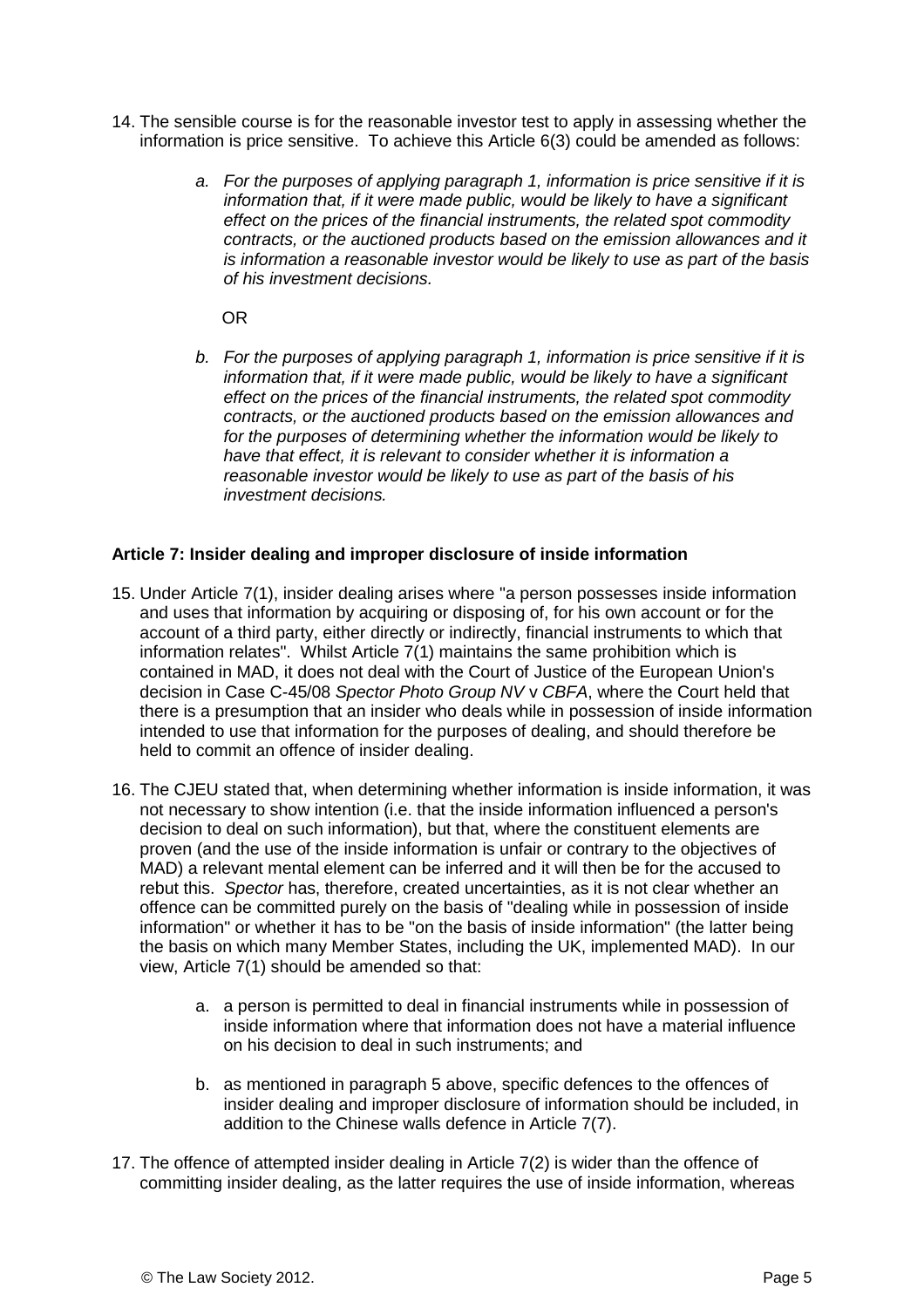14. The sensible course is for the reasonable investor test to apply in assessing whether the information is price sensitive. To achieve this Article 6(3) could be amended as follows:

    a. *For the purposes of applying paragraph 1, information is price sensitive if it is information that, if it were made public, would be likely to have a significant effect on the prices of the financial instruments, the related spot commodity contracts, or the auctioned products based on the emission allowances and it is information a reasonable investor would be likely to use as part of the basis of his investment decisions.*

    OR

    b. *For the purposes of applying paragraph 1, information is price sensitive if it is information that, if it were made public, would be likely to have a significant effect on the prices of the financial instruments, the related spot commodity contracts, or the auctioned products based on the emission allowances and for the purposes of determining whether the information would be likely to have that effect, it is relevant to consider whether it is information a reasonable investor would be likely to use as part of the basis of his investment decisions.*

**Article 7: Insider dealing and improper disclosure of inside information**

15. Under Article 7(1), insider dealing arises where "a person possesses inside information and uses that information by acquiring or disposing of, for his own account or for the account of a third party, either directly or indirectly, financial instruments to which that information relates". Whilst Article 7(1) maintains the same prohibition which is contained in MAD, it does not deal with the Court of Justice of the European Union's decision in Case C-45/08 *Spector Photo Group NV* v *CBFA*, where the Court held that there is a presumption that an insider who deals while in possession of inside information intended to use that information for the purposes of dealing, and should therefore be held to commit an offence of insider dealing.

16. The CJEU stated that, when determining whether information is inside information, it was not necessary to show intention (i.e. that the inside information influenced a person's decision to deal on such information), but that, where the constituent elements are proven (and the use of the inside information is unfair or contrary to the objectives of MAD) a relevant mental element can be inferred and it will then be for the accused to rebut this. *Spector* has, therefore, created uncertainties, as it is not clear whether an offence can be committed purely on the basis of "dealing while in possession of inside information" or whether it has to be "on the basis of inside information" (the latter being the basis on which many Member States, including the UK, implemented MAD). In our view, Article 7(1) should be amended so that:

    a. a person is permitted to deal in financial instruments while in possession of inside information where that information does not have a material influence on his decision to deal in such instruments; and

    b. as mentioned in paragraph 5 above, specific defences to the offences of insider dealing and improper disclosure of information should be included, in addition to the Chinese walls defence in Article 7(7).

17. The offence of attempted insider dealing in Article 7(2) is wider than the offence of committing insider dealing, as the latter requires the use of inside information, whereas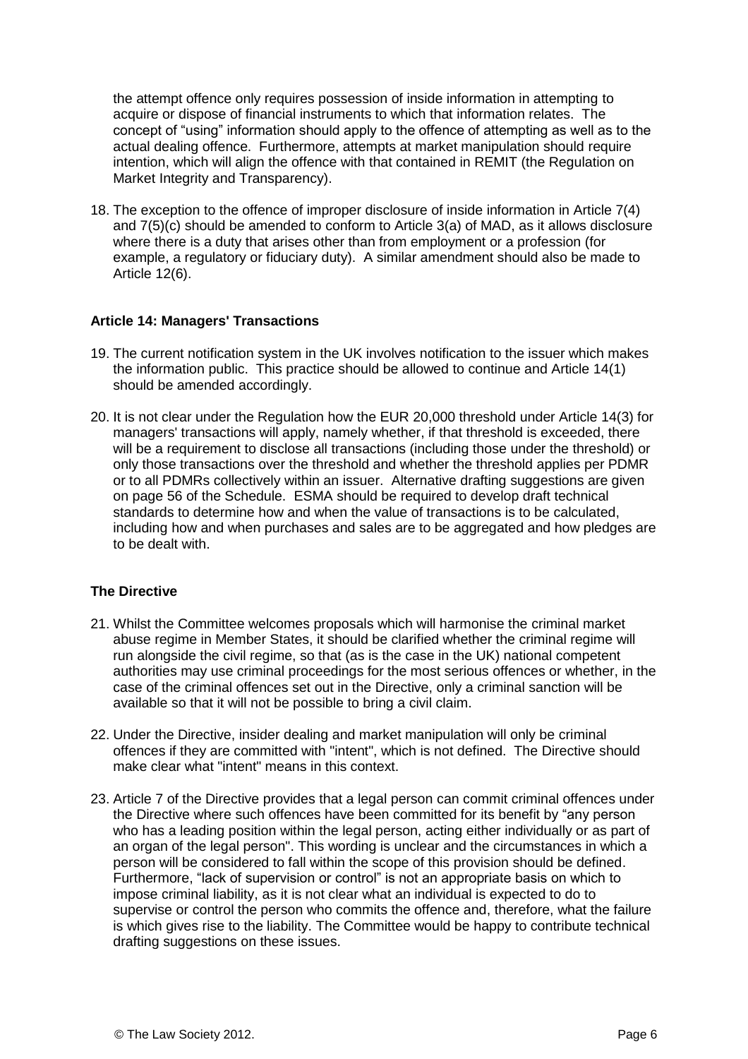the attempt offence only requires possession of inside information in attempting to acquire or dispose of financial instruments to which that information relates. The concept of "using" information should apply to the offence of attempting as well as to the actual dealing offence. Furthermore, attempts at market manipulation should require intention, which will align the offence with that contained in REMIT (the Regulation on Market Integrity and Transparency).

18. The exception to the offence of improper disclosure of inside information in Article 7(4) and 7(5)(c) should be amended to conform to Article 3(a) of MAD, as it allows disclosure where there is a duty that arises other than from employment or a profession (for example, a regulatory or fiduciary duty). A similar amendment should also be made to Article 12(6).

**Article 14: Managers' Transactions**

19. The current notification system in the UK involves notification to the issuer which makes the information public. This practice should be allowed to continue and Article 14(1) should be amended accordingly.

20. It is not clear under the Regulation how the EUR 20,000 threshold under Article 14(3) for managers' transactions will apply, namely whether, if that threshold is exceeded, there will be a requirement to disclose all transactions (including those under the threshold) or only those transactions over the threshold and whether the threshold applies per PDMR or to all PDMRs collectively within an issuer. Alternative drafting suggestions are given on page 56 of the Schedule. ESMA should be required to develop draft technical standards to determine how and when the value of transactions is to be calculated, including how and when purchases and sales are to be aggregated and how pledges are to be dealt with.

**The Directive**

21. Whilst the Committee welcomes proposals which will harmonise the criminal market abuse regime in Member States, it should be clarified whether the criminal regime will run alongside the civil regime, so that (as is the case in the UK) national competent authorities may use criminal proceedings for the most serious offences or whether, in the case of the criminal offences set out in the Directive, only a criminal sanction will be available so that it will not be possible to bring a civil claim.

22. Under the Directive, insider dealing and market manipulation will only be criminal offences if they are committed with "intent", which is not defined. The Directive should make clear what "intent" means in this context.

23. Article 7 of the Directive provides that a legal person can commit criminal offences under the Directive where such offences have been committed for its benefit by "any person who has a leading position within the legal person, acting either individually or as part of an organ of the legal person". This wording is unclear and the circumstances in which a person will be considered to fall within the scope of this provision should be defined. Furthermore, "lack of supervision or control" is not an appropriate basis on which to impose criminal liability, as it is not clear what an individual is expected to do to supervise or control the person who commits the offence and, therefore, what the failure is which gives rise to the liability. The Committee would be happy to contribute technical drafting suggestions on these issues.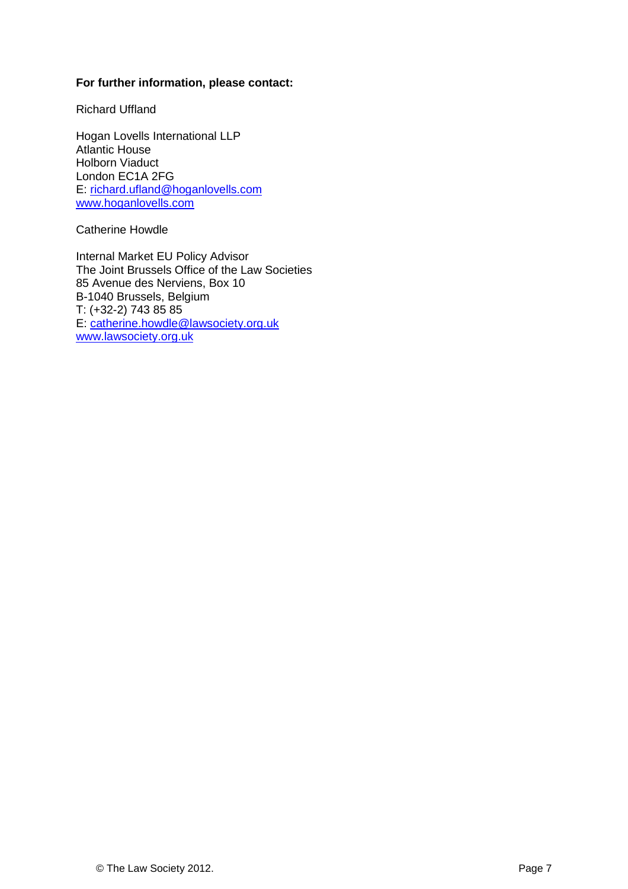**For further information, please contact:**

Richard Uffland

Hogan Lovells International LLP
Atlantic House
Holborn Viaduct
London EC1A 2FG
E: richard.ufland@hoganlovells.com
www.hoganlovells.com

Catherine Howdle

Internal Market EU Policy Advisor
The Joint Brussels Office of the Law Societies
85 Avenue des Nerviens, Box 10
B-1040 Brussels, Belgium
T: (+32-2) 743 85 85
E: catherine.howdle@lawsociety.org.uk
www.lawsociety.org.uk

© The Law Society 2012.